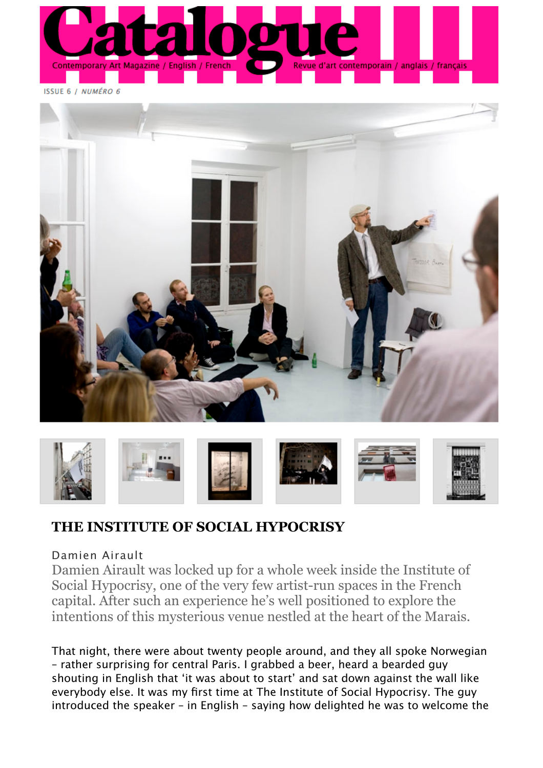# Catalogue

Contemporary Art Magazine / English / French — Revue d'art contemporain / anglais / français

ISSUE 6 / *NUMÉRO 6*

## THE INSTITUTE OF SOCIAL HYPOCRISY

Damien Airault

Damien Airault was locked up for a whole week inside the Institute of Social Hypocrisy, one of the very few artist-run spaces in the French capital. After such an experience he's well positioned to explore the intentions of this mysterious venue nestled at the heart of the Marais.

That night, there were about twenty people around, and they all spoke Norwegian – rather surprising for central Paris. I grabbed a beer, heard a bearded guy shouting in English that 'it was about to start' and sat down against the wall like everybody else. It was my first time at The Institute of Social Hypocrisy. The guy introduced the speaker – in English – saying how delighted he was to welcome the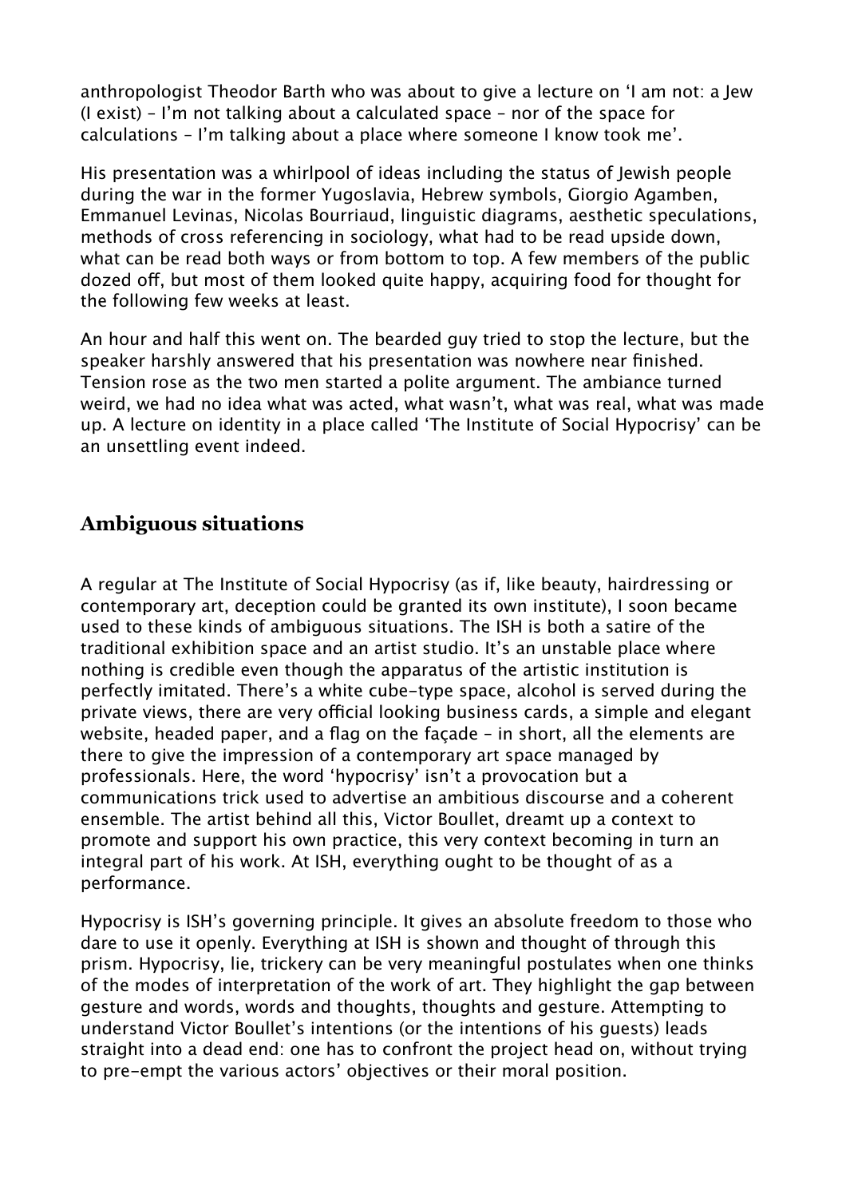anthropologist Theodor Barth who was about to give a lecture on 'I am not: a Jew (I exist) – I'm not talking about a calculated space – nor of the space for calculations – I'm talking about a place where someone I know took me'.

His presentation was a whirlpool of ideas including the status of Jewish people during the war in the former Yugoslavia, Hebrew symbols, Giorgio Agamben, Emmanuel Levinas, Nicolas Bourriaud, linguistic diagrams, aesthetic speculations, methods of cross referencing in sociology, what had to be read upside down, what can be read both ways or from bottom to top. A few members of the public dozed off, but most of them looked quite happy, acquiring food for thought for the following few weeks at least.

An hour and half this went on. The bearded guy tried to stop the lecture, but the speaker harshly answered that his presentation was nowhere near finished. Tension rose as the two men started a polite argument. The ambiance turned weird, we had no idea what was acted, what wasn't, what was real, what was made up. A lecture on identity in a place called 'The Institute of Social Hypocrisy' can be an unsettling event indeed.

## Ambiguous situations

A regular at The Institute of Social Hypocrisy (as if, like beauty, hairdressing or contemporary art, deception could be granted its own institute), I soon became used to these kinds of ambiguous situations. The ISH is both a satire of the traditional exhibition space and an artist studio. It's an unstable place where nothing is credible even though the apparatus of the artistic institution is perfectly imitated. There's a white cube-type space, alcohol is served during the private views, there are very official looking business cards, a simple and elegant website, headed paper, and a flag on the façade – in short, all the elements are there to give the impression of a contemporary art space managed by professionals. Here, the word 'hypocrisy' isn't a provocation but a communications trick used to advertise an ambitious discourse and a coherent ensemble. The artist behind all this, Victor Boullet, dreamt up a context to promote and support his own practice, this very context becoming in turn an integral part of his work. At ISH, everything ought to be thought of as a performance.

Hypocrisy is ISH's governing principle. It gives an absolute freedom to those who dare to use it openly. Everything at ISH is shown and thought of through this prism. Hypocrisy, lie, trickery can be very meaningful postulates when one thinks of the modes of interpretation of the work of art. They highlight the gap between gesture and words, words and thoughts, thoughts and gesture. Attempting to understand Victor Boullet's intentions (or the intentions of his guests) leads straight into a dead end: one has to confront the project head on, without trying to pre-empt the various actors' objectives or their moral position.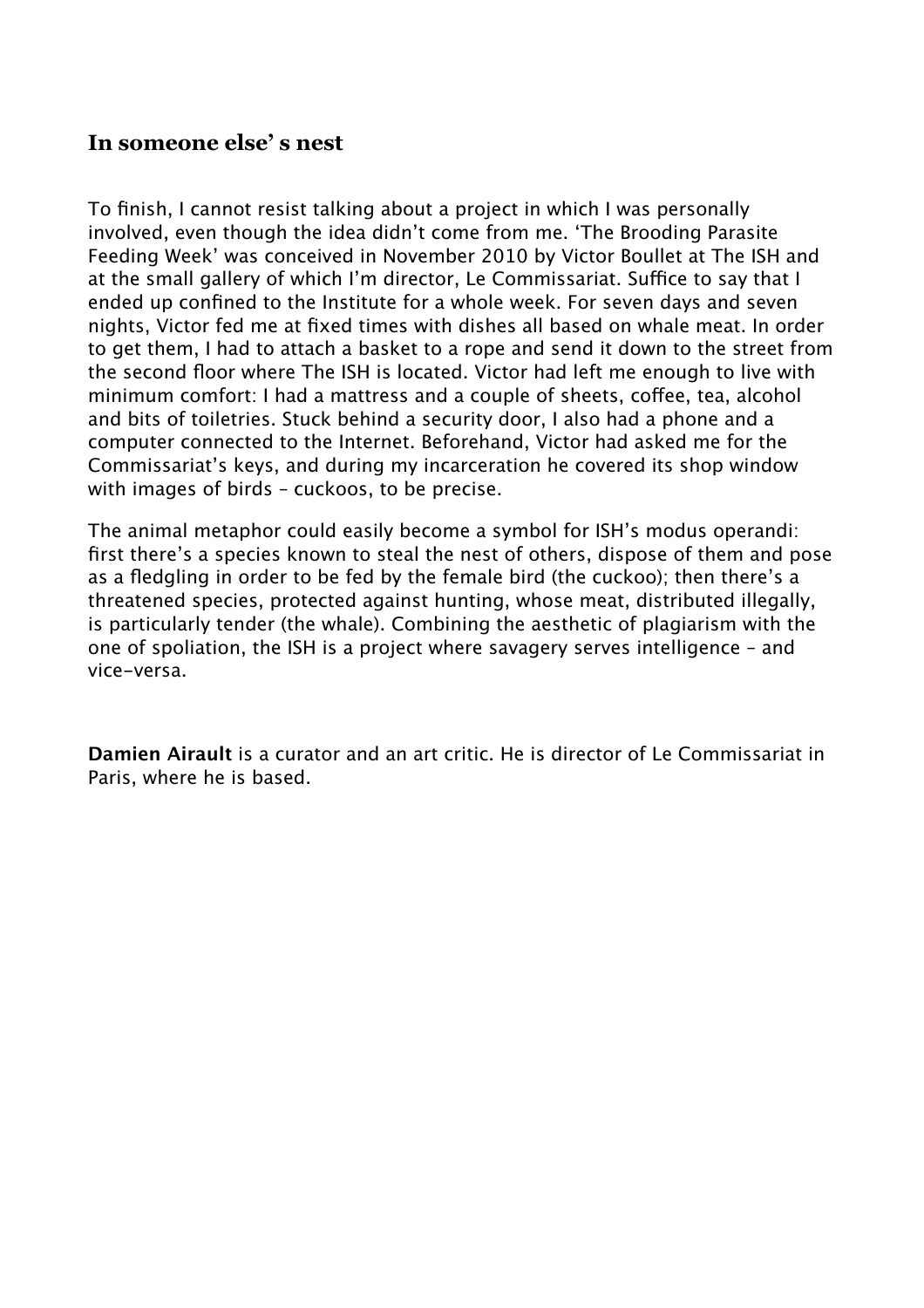## In someone else' s nest

To finish, I cannot resist talking about a project in which I was personally involved, even though the idea didn't come from me. 'The Brooding Parasite Feeding Week' was conceived in November 2010 by Victor Boullet at The ISH and at the small gallery of which I'm director, Le Commissariat. Suffice to say that I ended up confined to the Institute for a whole week. For seven days and seven nights, Victor fed me at fixed times with dishes all based on whale meat. In order to get them, I had to attach a basket to a rope and send it down to the street from the second floor where The ISH is located. Victor had left me enough to live with minimum comfort: I had a mattress and a couple of sheets, coffee, tea, alcohol and bits of toiletries. Stuck behind a security door, I also had a phone and a computer connected to the Internet. Beforehand, Victor had asked me for the Commissariat's keys, and during my incarceration he covered its shop window with images of birds – cuckoos, to be precise.

The animal metaphor could easily become a symbol for ISH's modus operandi: first there's a species known to steal the nest of others, dispose of them and pose as a fledgling in order to be fed by the female bird (the cuckoo); then there's a threatened species, protected against hunting, whose meat, distributed illegally, is particularly tender (the whale). Combining the aesthetic of plagiarism with the one of spoliation, the ISH is a project where savagery serves intelligence – and vice-versa.

**Damien Airault** is a curator and an art critic. He is director of Le Commissariat in Paris, where he is based.